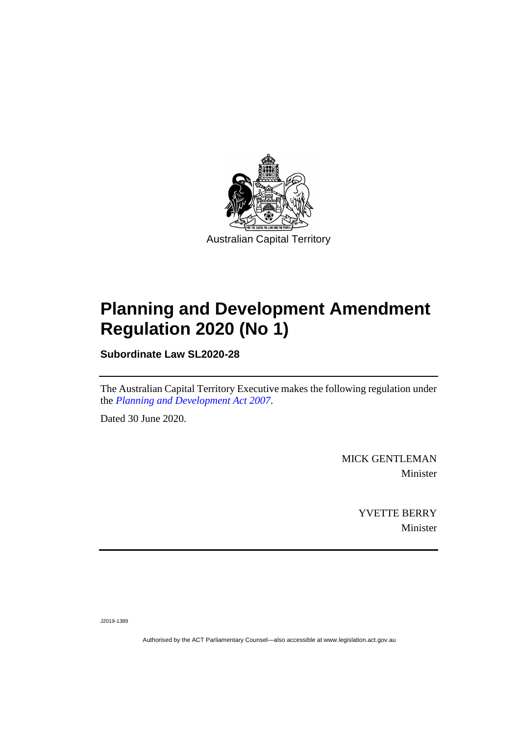Australian Capital Territory

# Planning and Development Amendment Regulation 2020 (No 1)

**Subordinate Law SL2020-28**

The Australian Capital Territory Executive makes the following regulation under the *Planning and Development Act 2007*.

Dated 30 June 2020.

MICK GENTLEMAN
Minister

YVETTE BERRY
Minister

J2019-1389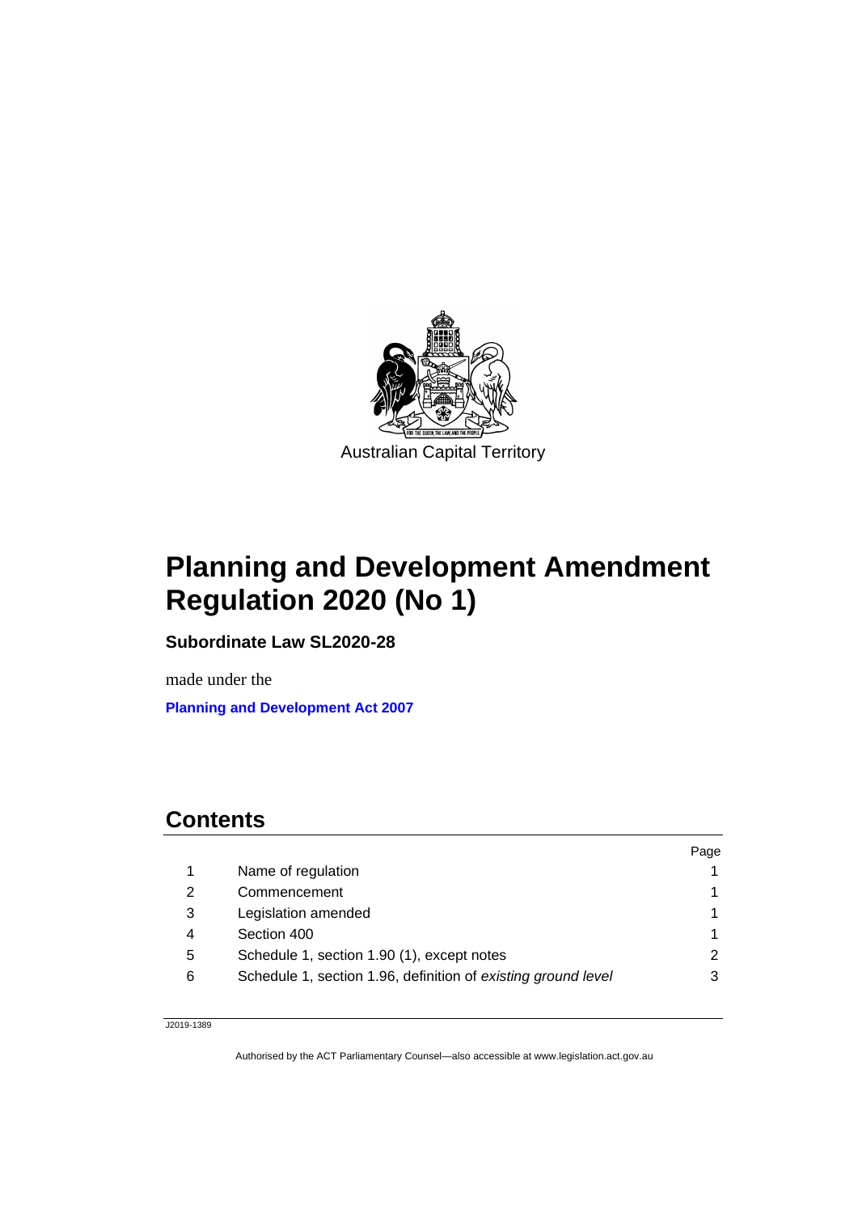Australian Capital Territory

# Planning and Development Amendment Regulation 2020 (No 1)

**Subordinate Law SL2020-28**

made under the

**Planning and Development Act 2007**

## Contents

| | | Page |
|---|---|---|
| 1 | Name of regulation | 1 |
| 2 | Commencement | 1 |
| 3 | Legislation amended | 1 |
| 4 | Section 400 | 1 |
| 5 | Schedule 1, section 1.90 (1), except notes | 2 |
| 6 | Schedule 1, section 1.96, definition of *existing ground level* | 3 |

J2019-1389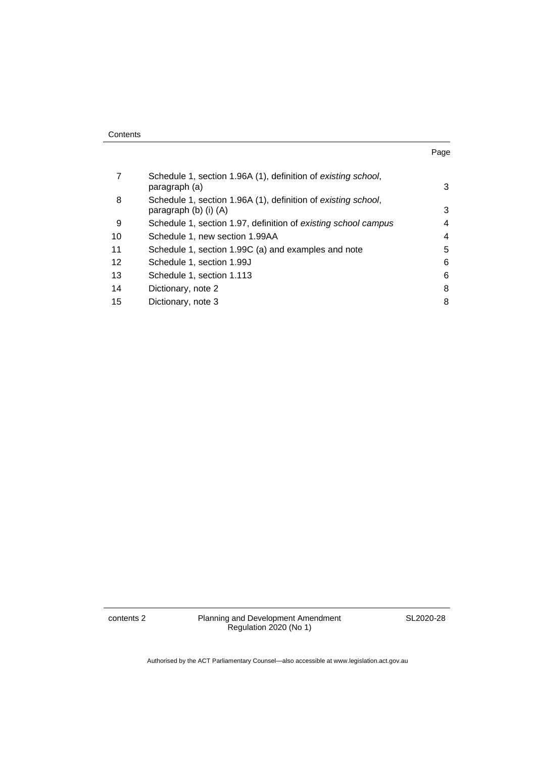Contents

| | | Page |
|---|---|---|
| 7 | Schedule 1, section 1.96A (1), definition of *existing school*, paragraph (a) | 3 |
| 8 | Schedule 1, section 1.96A (1), definition of *existing school*, paragraph (b) (i) (A) | 3 |
| 9 | Schedule 1, section 1.97, definition of *existing school campus* | 4 |
| 10 | Schedule 1, new section 1.99AA | 4 |
| 11 | Schedule 1, section 1.99C (a) and examples and note | 5 |
| 12 | Schedule 1, section 1.99J | 6 |
| 13 | Schedule 1, section 1.113 | 6 |
| 14 | Dictionary, note 2 | 8 |
| 15 | Dictionary, note 3 | 8 |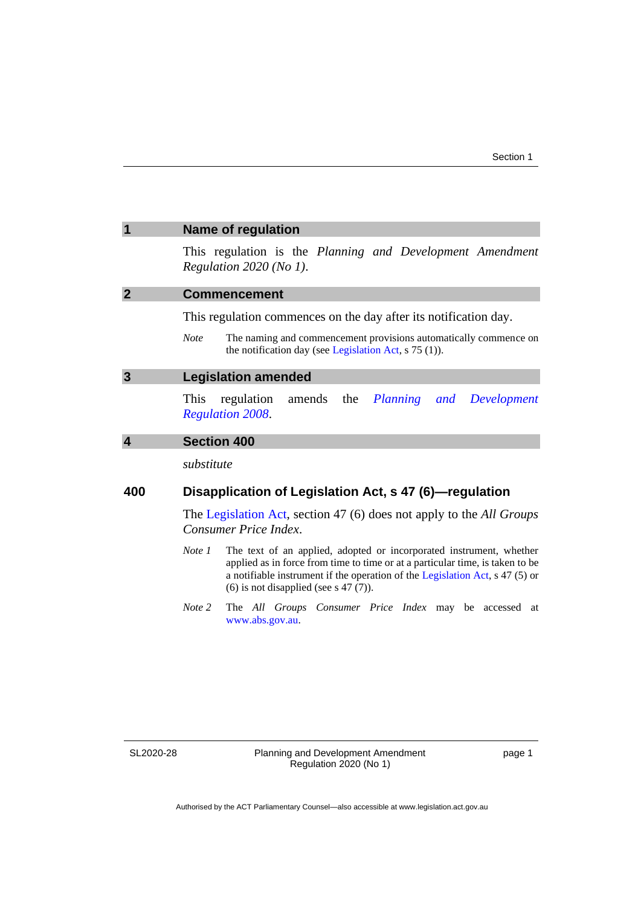## 1 Name of regulation

This regulation is the *Planning and Development Amendment Regulation 2020 (No 1)*.

## 2 Commencement

This regulation commences on the day after its notification day.

*Note* The naming and commencement provisions automatically commence on the notification day (see Legislation Act, s 75 (1)).

## 3 Legislation amended

This regulation amends the *Planning and Development Regulation 2008*.

## 4 Section 400

*substitute*

### 400 Disapplication of Legislation Act, s 47 (6)—regulation

The Legislation Act, section 47 (6) does not apply to the *All Groups Consumer Price Index*.

*Note 1* The text of an applied, adopted or incorporated instrument, whether applied as in force from time to time or at a particular time, is taken to be a notifiable instrument if the operation of the Legislation Act, s 47 (5) or (6) is not disapplied (see s 47 (7)).

*Note 2* The *All Groups Consumer Price Index* may be accessed at www.abs.gov.au.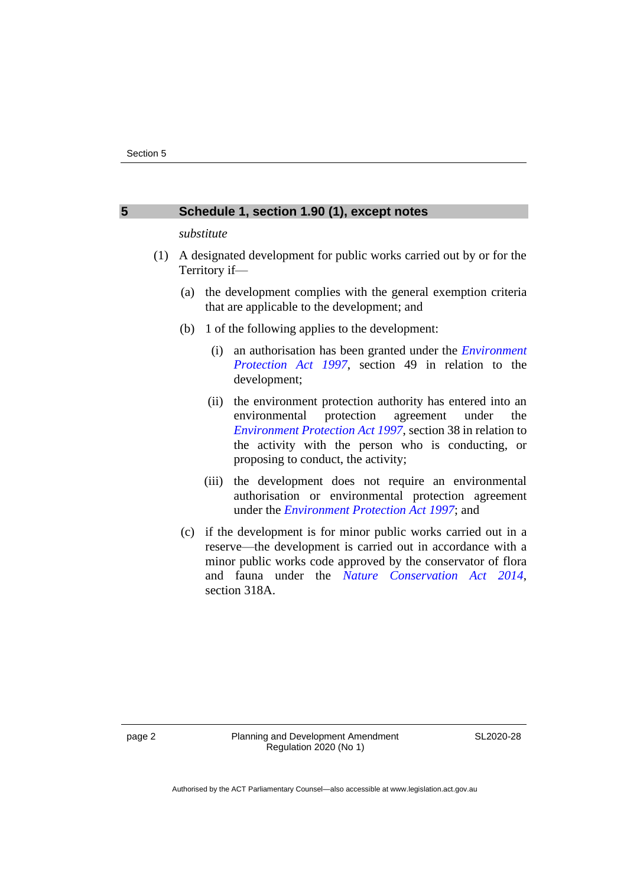## 5 Schedule 1, section 1.90 (1), except notes

*substitute*

(1) A designated development for public works carried out by or for the Territory if—

(a) the development complies with the general exemption criteria that are applicable to the development; and

(b) 1 of the following applies to the development:

(i) an authorisation has been granted under the *Environment Protection Act 1997*, section 49 in relation to the development;

(ii) the environment protection authority has entered into an environmental protection agreement under the *Environment Protection Act 1997*, section 38 in relation to the activity with the person who is conducting, or proposing to conduct, the activity;

(iii) the development does not require an environmental authorisation or environmental protection agreement under the *Environment Protection Act 1997*; and

(c) if the development is for minor public works carried out in a reserve—the development is carried out in accordance with a minor public works code approved by the conservator of flora and fauna under the *Nature Conservation Act 2014*, section 318A.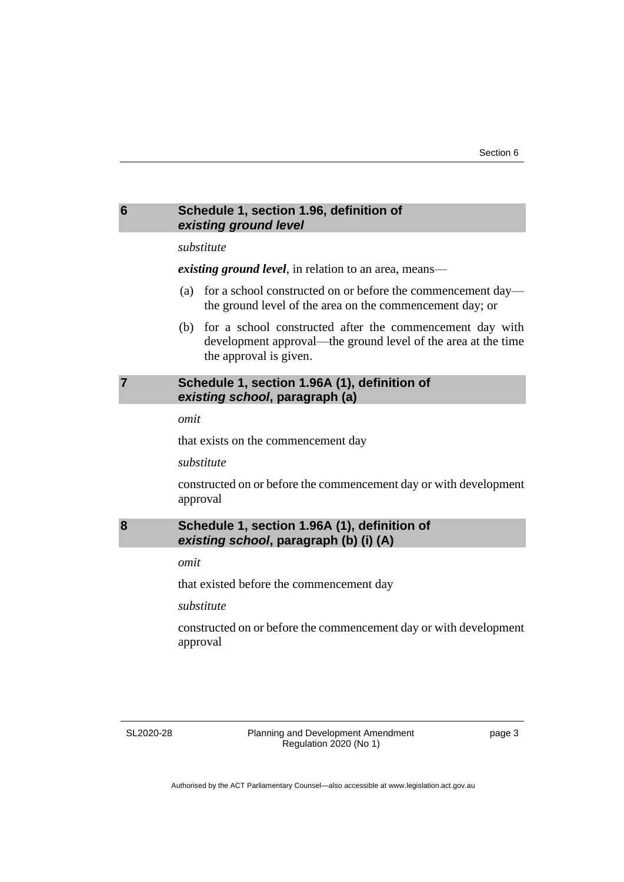## 6 Schedule 1, section 1.96, definition of *existing ground level*

*substitute*

***existing ground level***, in relation to an area, means—

(a) for a school constructed on or before the commencement day—the ground level of the area on the commencement day; or

(b) for a school constructed after the commencement day with development approval—the ground level of the area at the time the approval is given.

## 7 Schedule 1, section 1.96A (1), definition of *existing school*, paragraph (a)

*omit*

that exists on the commencement day

*substitute*

constructed on or before the commencement day or with development approval

## 8 Schedule 1, section 1.96A (1), definition of *existing school*, paragraph (b) (i) (A)

*omit*

that existed before the commencement day

*substitute*

constructed on or before the commencement day or with development approval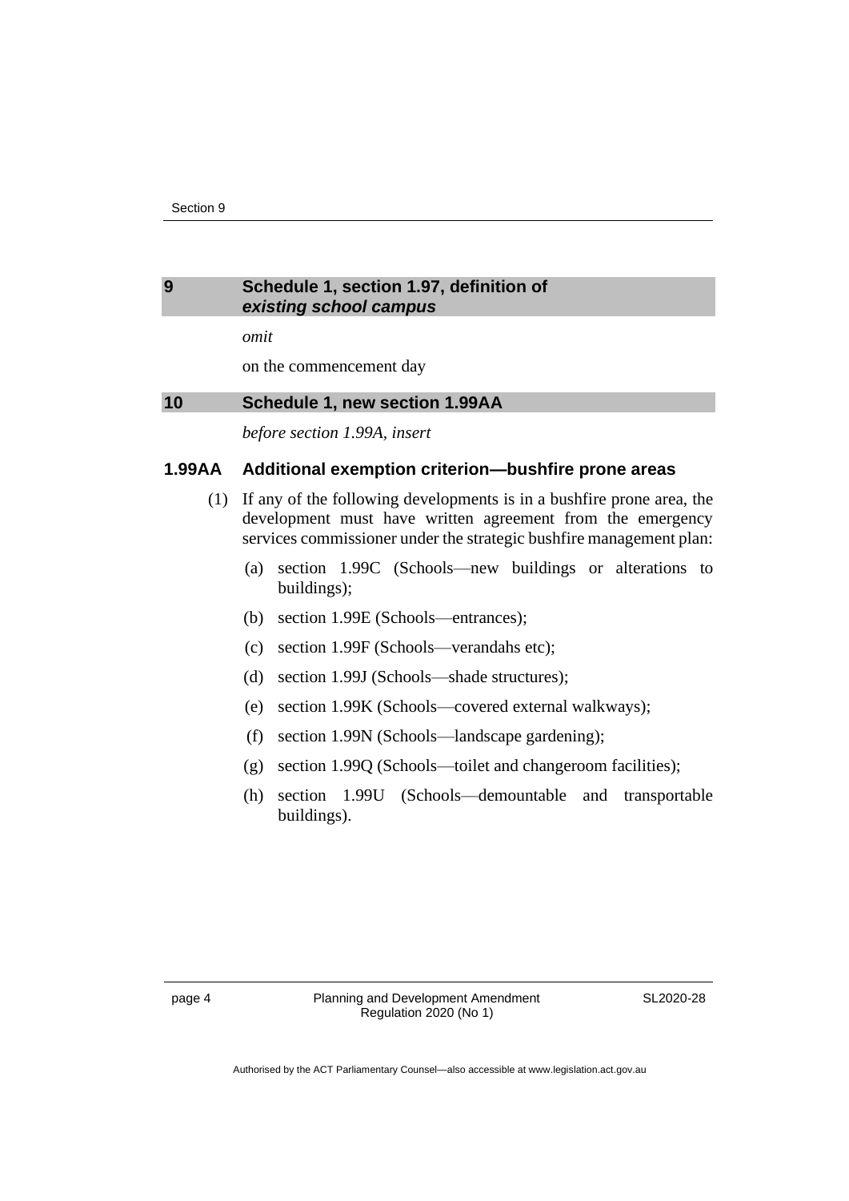## 9 Schedule 1, section 1.97, definition of *existing school campus*

*omit*

on the commencement day

## 10 Schedule 1, new section 1.99AA

*before section 1.99A, insert*

### 1.99AA Additional exemption criterion—bushfire prone areas

(1) If any of the following developments is in a bushfire prone area, the development must have written agreement from the emergency services commissioner under the strategic bushfire management plan:

(a) section 1.99C (Schools—new buildings or alterations to buildings);

(b) section 1.99E (Schools—entrances);

(c) section 1.99F (Schools—verandahs etc);

(d) section 1.99J (Schools—shade structures);

(e) section 1.99K (Schools—covered external walkways);

(f) section 1.99N (Schools—landscape gardening);

(g) section 1.99Q (Schools—toilet and changeroom facilities);

(h) section 1.99U (Schools—demountable and transportable buildings).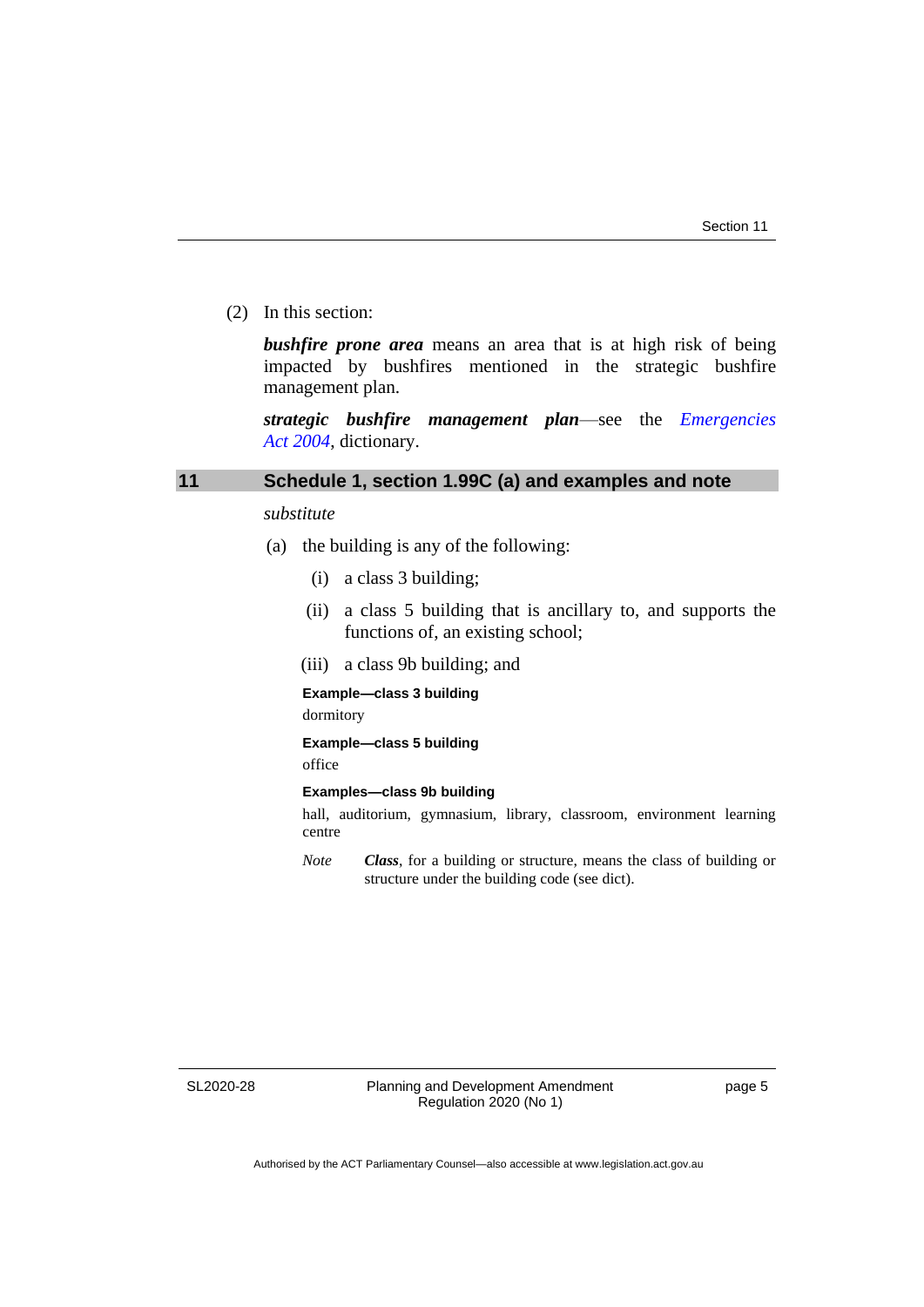(2) In this section:

***bushfire prone area*** means an area that is at high risk of being impacted by bushfires mentioned in the strategic bushfire management plan.

***strategic bushfire management plan***—see the *Emergencies Act 2004*, dictionary.

## 11 Schedule 1, section 1.99C (a) and examples and note

*substitute*

(a) the building is any of the following:

(i) a class 3 building;

(ii) a class 5 building that is ancillary to, and supports the functions of, an existing school;

(iii) a class 9b building; and

**Example—class 3 building**

dormitory

**Example—class 5 building**

office

**Examples—class 9b building**

hall, auditorium, gymnasium, library, classroom, environment learning centre

*Note* ***Class***, for a building or structure, means the class of building or structure under the building code (see dict).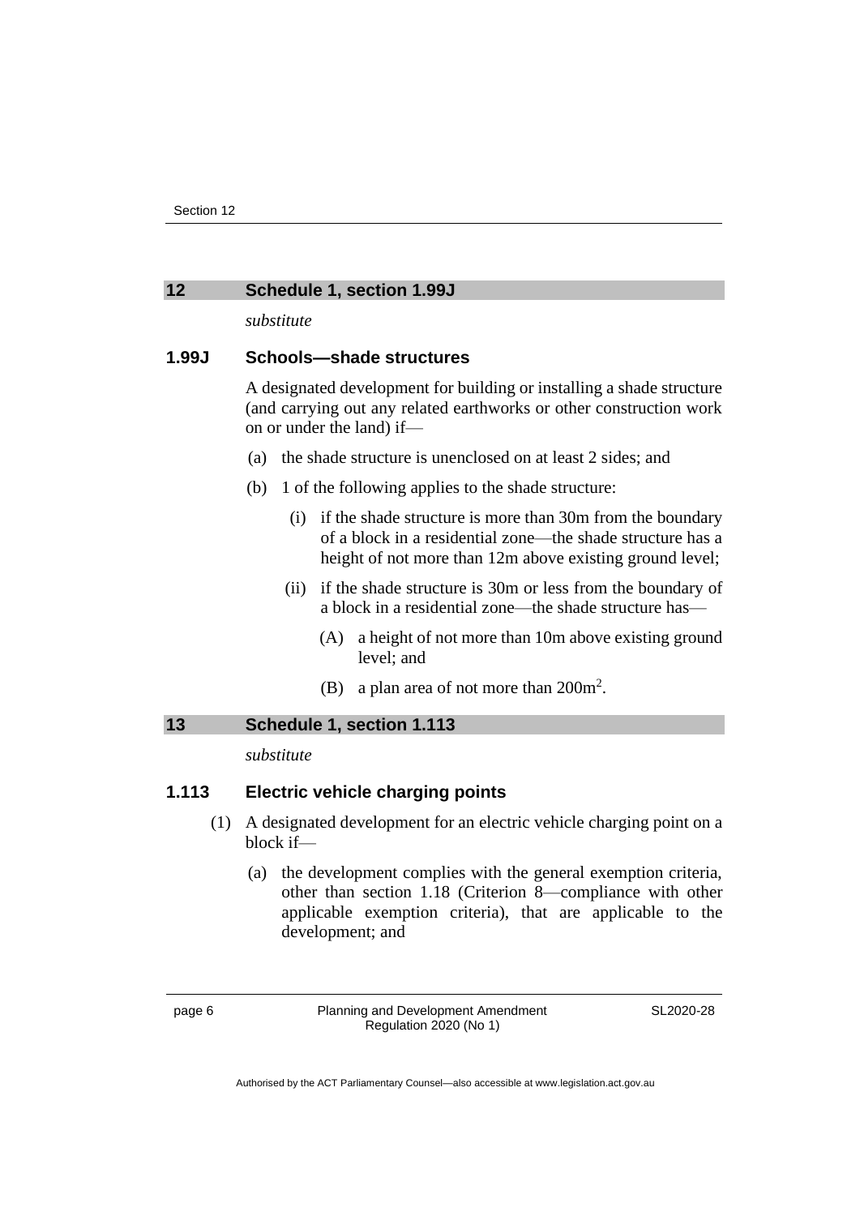## 12 Schedule 1, section 1.99J

*substitute*

### 1.99J Schools—shade structures

A designated development for building or installing a shade structure (and carrying out any related earthworks or other construction work on or under the land) if—

(a) the shade structure is unenclosed on at least 2 sides; and

(b) 1 of the following applies to the shade structure:

(i) if the shade structure is more than 30m from the boundary of a block in a residential zone—the shade structure has a height of not more than 12m above existing ground level;

(ii) if the shade structure is 30m or less from the boundary of a block in a residential zone—the shade structure has—

(A) a height of not more than 10m above existing ground level; and

(B) a plan area of not more than $200m^2$.

## 13 Schedule 1, section 1.113

*substitute*

### 1.113 Electric vehicle charging points

(1) A designated development for an electric vehicle charging point on a block if—

(a) the development complies with the general exemption criteria, other than section 1.18 (Criterion 8—compliance with other applicable exemption criteria), that are applicable to the development; and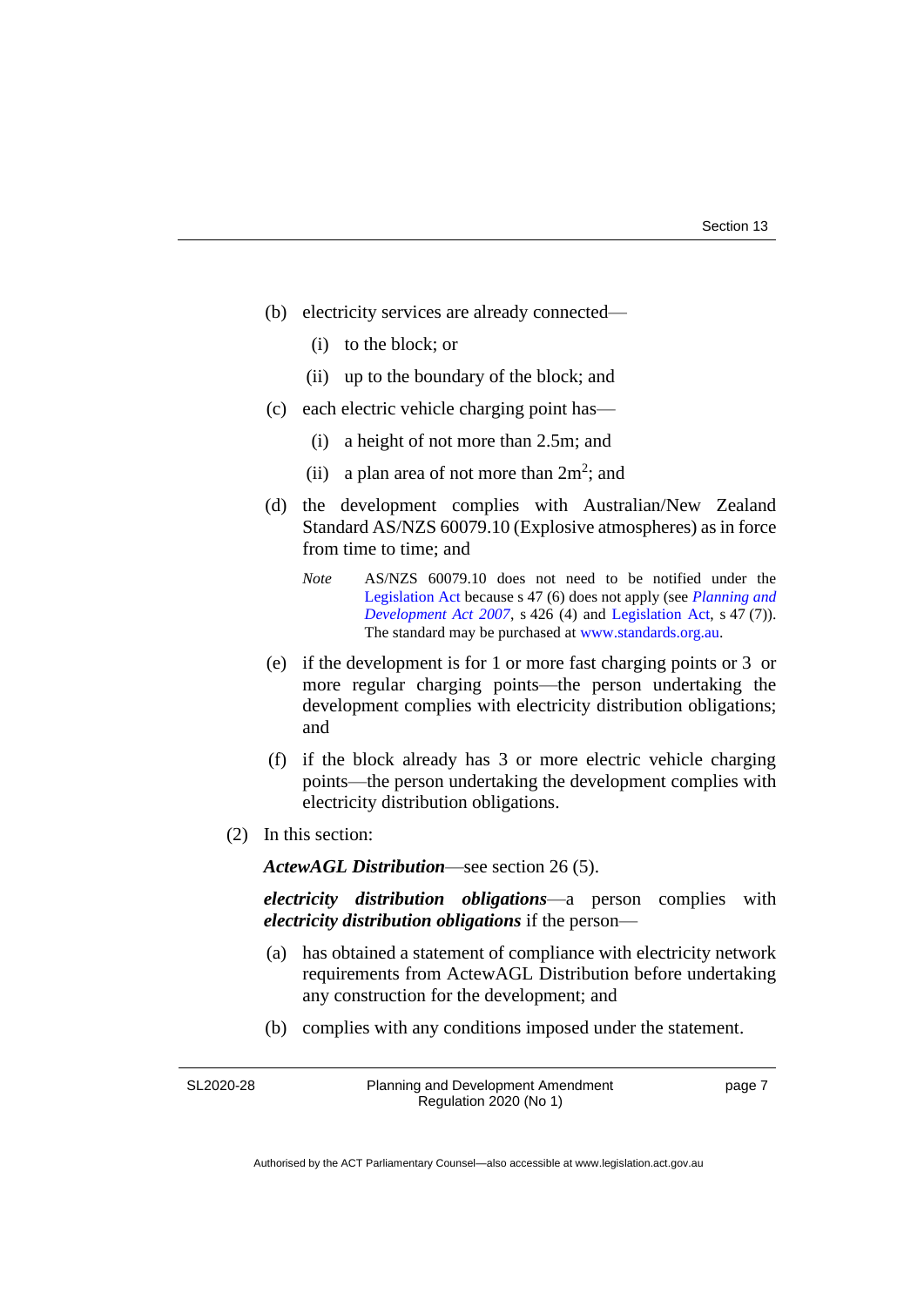(b) electricity services are already connected—

  (i) to the block; or

  (ii) up to the boundary of the block; and

(c) each electric vehicle charging point has—

  (i) a height of not more than 2.5m; and

  (ii) a plan area of not more than $2m^2$; and

(d) the development complies with Australian/New Zealand Standard AS/NZS 60079.10 (Explosive atmospheres) as in force from time to time; and

  *Note* AS/NZS 60079.10 does not need to be notified under the Legislation Act because s 47 (6) does not apply (see *Planning and Development Act 2007*, s 426 (4) and Legislation Act, s 47 (7)). The standard may be purchased at www.standards.org.au.

(e) if the development is for 1 or more fast charging points or 3 or more regular charging points—the person undertaking the development complies with electricity distribution obligations; and

(f) if the block already has 3 or more electric vehicle charging points—the person undertaking the development complies with electricity distribution obligations.

(2) In this section:

***ActewAGL Distribution***—see section 26 (5).

***electricity distribution obligations***—a person complies with ***electricity distribution obligations*** if the person—

(a) has obtained a statement of compliance with electricity network requirements from ActewAGL Distribution before undertaking any construction for the development; and

(b) complies with any conditions imposed under the statement.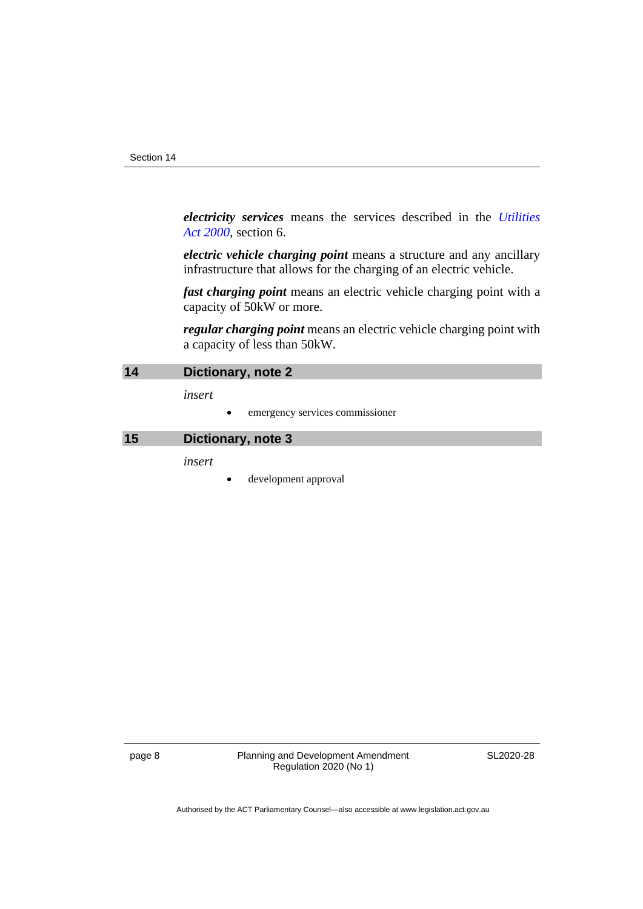***electricity services*** means the services described in the *Utilities Act 2000*, section 6.

***electric vehicle charging point*** means a structure and any ancillary infrastructure that allows for the charging of an electric vehicle.

***fast charging point*** means an electric vehicle charging point with a capacity of 50kW or more.

***regular charging point*** means an electric vehicle charging point with a capacity of less than 50kW.

## 14 Dictionary, note 2

*insert*

- emergency services commissioner

## 15 Dictionary, note 3

*insert*

- development approval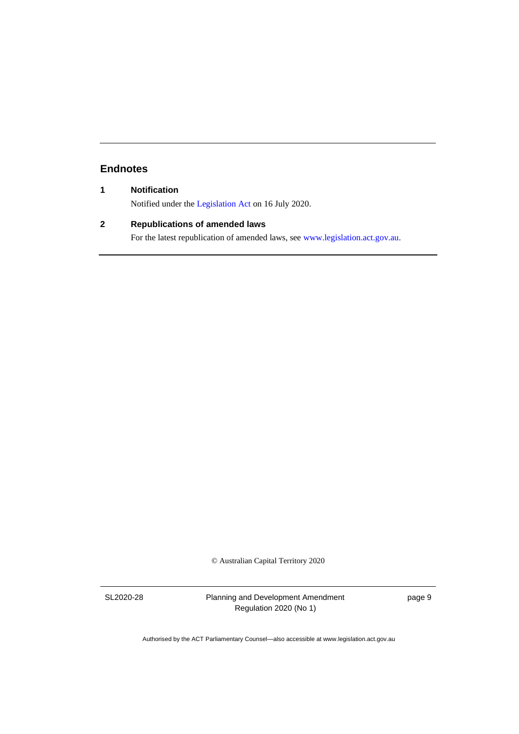## Endnotes

**1 Notification**

Notified under the Legislation Act on 16 July 2020.

**2 Republications of amended laws**

For the latest republication of amended laws, see www.legislation.act.gov.au.

© Australian Capital Territory 2020